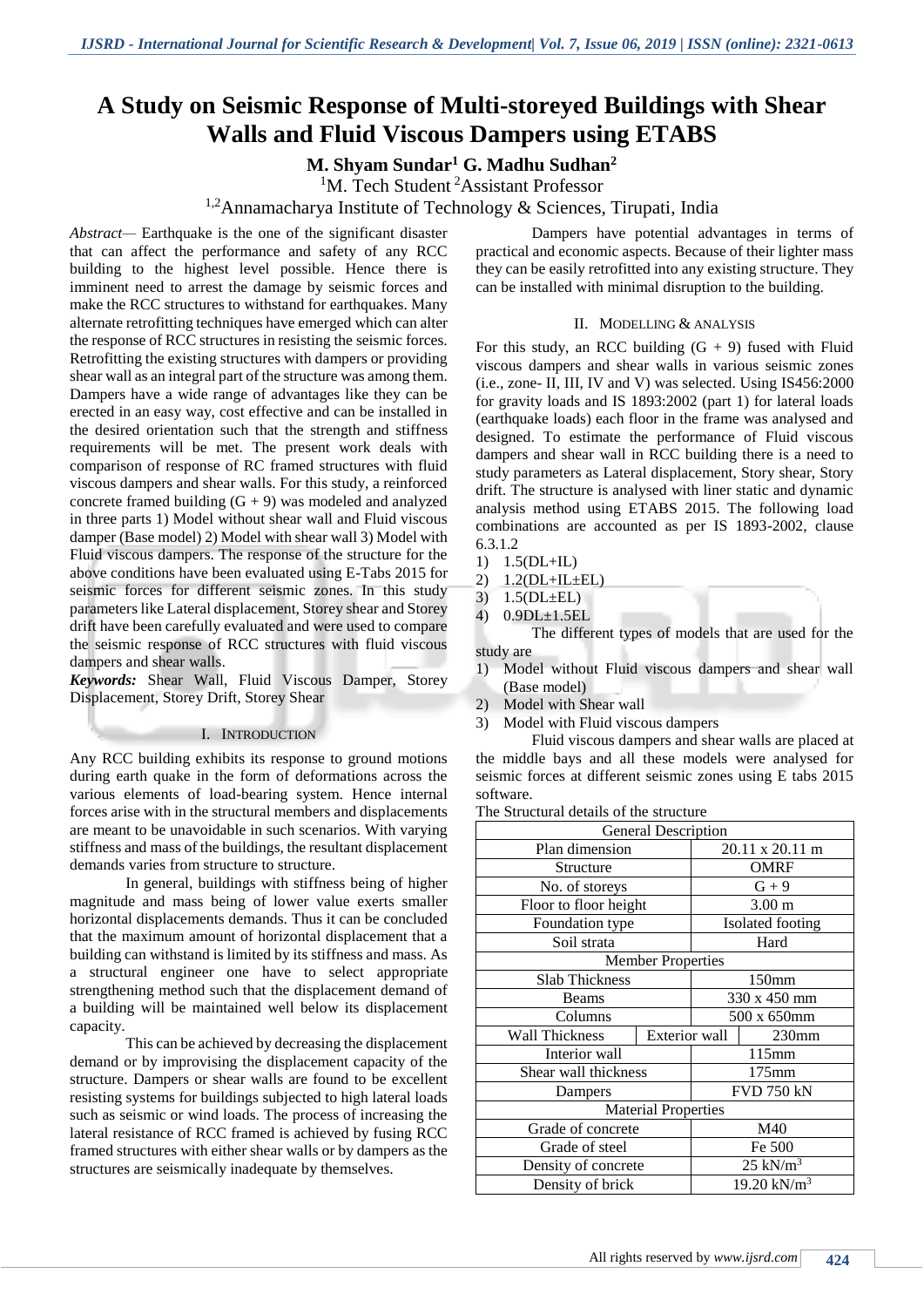# A Study on Seismic Response of Multi-storeyed Buildings with Shear Walls and Fluid Viscous Dampers using ETABS

**M. Shyam Sundar[1] G. Madhu Sudhan[2]**

[1]M. Tech Student [2]Assistant Professor

[1,2]Annamacharya Institute of Technology & Sciences, Tirupati, India

*Abstract*— Earthquake is the one of the significant disaster that can affect the performance and safety of any RCC building to the highest level possible. Hence there is imminent need to arrest the damage by seismic forces and make the RCC structures to withstand for earthquakes. Many alternate retrofitting techniques have emerged which can alter the response of RCC structures in resisting the seismic forces. Retrofitting the existing structures with dampers or providing shear wall as an integral part of the structure was among them. Dampers have a wide range of advantages like they can be erected in an easy way, cost effective and can be installed in the desired orientation such that the strength and stiffness requirements will be met. The present work deals with comparison of response of RC framed structures with fluid viscous dampers and shear walls. For this study, a reinforced concrete framed building (G + 9) was modeled and analyzed in three parts 1) Model without shear wall and Fluid viscous damper (Base model) 2) Model with shear wall 3) Model with Fluid viscous dampers. The response of the structure for the above conditions have been evaluated using E-Tabs 2015 for seismic forces for different seismic zones. In this study parameters like Lateral displacement, Storey shear and Storey drift have been carefully evaluated and were used to compare the seismic response of RCC structures with fluid viscous dampers and shear walls.

***Keywords:*** Shear Wall, Fluid Viscous Damper, Storey Displacement, Storey Drift, Storey Shear

## I. Introduction

Any RCC building exhibits its response to ground motions during earth quake in the form of deformations across the various elements of load-bearing system. Hence internal forces arise with in the structural members and displacements are meant to be unavoidable in such scenarios. With varying stiffness and mass of the buildings, the resultant displacement demands varies from structure to structure.

In general, buildings with stiffness being of higher magnitude and mass being of lower value exerts smaller horizontal displacements demands. Thus it can be concluded that the maximum amount of horizontal displacement that a building can withstand is limited by its stiffness and mass. As a structural engineer one have to select appropriate strengthening method such that the displacement demand of a building will be maintained well below its displacement capacity.

This can be achieved by decreasing the displacement demand or by improvising the displacement capacity of the structure. Dampers or shear walls are found to be excellent resisting systems for buildings subjected to high lateral loads such as seismic or wind loads. The process of increasing the lateral resistance of RCC framed is achieved by fusing RCC framed structures with either shear walls or by dampers as the structures are seismically inadequate by themselves.

Dampers have potential advantages in terms of practical and economic aspects. Because of their lighter mass they can be easily retrofitted into any existing structure. They can be installed with minimal disruption to the building.

## II. Modelling & Analysis

For this study, an RCC building (G + 9) fused with Fluid viscous dampers and shear walls in various seismic zones (i.e., zone- II, III, IV and V) was selected. Using IS456:2000 for gravity loads and IS 1893:2002 (part 1) for lateral loads (earthquake loads) each floor in the frame was analysed and designed. To estimate the performance of Fluid viscous dampers and shear wall in RCC building there is a need to study parameters as Lateral displacement, Story shear, Story drift. The structure is analysed with liner static and dynamic analysis method using ETABS 2015. The following load combinations are accounted as per IS 1893-2002, clause 6.3.1.2

1) 1.5(DL+IL)
2) 1.2(DL+IL±EL)
3) 1.5(DL±EL)
4) 0.9DL±1.5EL

The different types of models that are used for the study are

1) Model without Fluid viscous dampers and shear wall (Base model)
2) Model with Shear wall
3) Model with Fluid viscous dampers

Fluid viscous dampers and shear walls are placed at the middle bays and all these models were analysed for seismic forces at different seismic zones using E tabs 2015 software.

The Structural details of the structure

| General Description | | |
|---|---|---|
| Plan dimension | | 20.11 x 20.11 m |
| Structure | | OMRF |
| No. of storeys | | G + 9 |
| Floor to floor height | | 3.00 m |
| Foundation type | | Isolated footing |
| Soil strata | | Hard |
| **Member Properties** | | |
| Slab Thickness | | 150mm |
| Beams | | 330 x 450 mm |
| Columns | | 500 x 650mm |
| Wall Thickness | Exterior wall | 230mm |
| | Interior wall | 115mm |
| Shear wall thickness | | 175mm |
| Dampers | | FVD 750 kN |
| **Material Properties** | | |
| Grade of concrete | | M40 |
| Grade of steel | | Fe 500 |
| Density of concrete | | 25 $kN/m^3$ |
| Density of brick | | 19.20 $kN/m^3$ |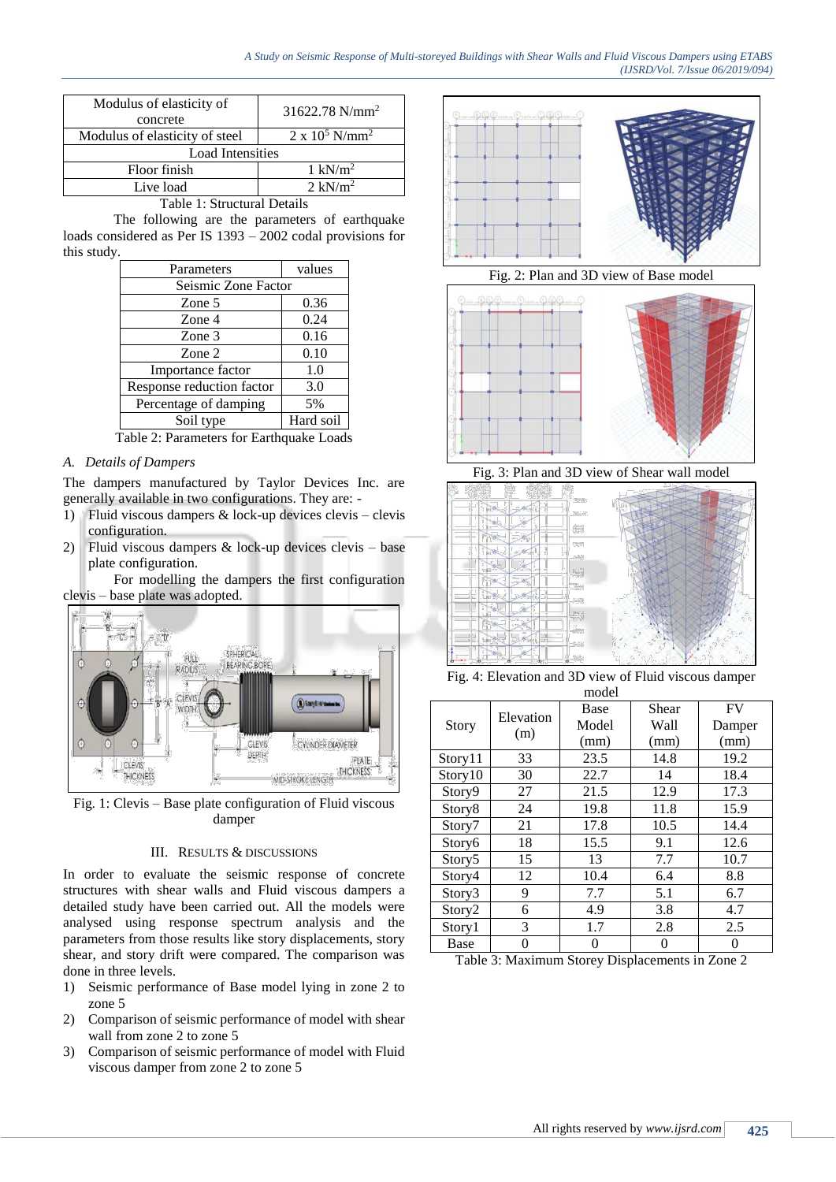| Modulus of elasticity of concrete | 31622.78 N/mm² |
|---|---|
| Modulus of elasticity of steel | 2 x 10⁵ N/mm² |
| Load Intensities | |
| Floor finish | 1 kN/m² |
| Live load | 2 kN/m² |

Table 1: Structural Details

The following are the parameters of earthquake loads considered as Per IS 1393 – 2002 codal provisions for this study.

| Parameters | values |
|---|---|
| Seismic Zone Factor | |
| Zone 5 | 0.36 |
| Zone 4 | 0.24 |
| Zone 3 | 0.16 |
| Zone 2 | 0.10 |
| Importance factor | 1.0 |
| Response reduction factor | 3.0 |
| Percentage of damping | 5% |
| Soil type | Hard soil |

Table 2: Parameters for Earthquake Loads

### A. *Details of Dampers*

The dampers manufactured by Taylor Devices Inc. are generally available in two configurations. They are: -

1) Fluid viscous dampers & lock-up devices clevis – clevis configuration.
2) Fluid viscous dampers & lock-up devices clevis – base plate configuration.

For modelling the dampers the first configuration clevis – base plate was adopted.

Fig. 1: Clevis – Base plate configuration of Fluid viscous damper

## III. Results & Discussions

In order to evaluate the seismic response of concrete structures with shear walls and Fluid viscous dampers a detailed study have been carried out. All the models were analysed using response spectrum analysis and the parameters from those results like story displacements, story shear, and story drift were compared. The comparison was done in three levels.

1) Seismic performance of Base model lying in zone 2 to zone 5
2) Comparison of seismic performance of model with shear wall from zone 2 to zone 5
3) Comparison of seismic performance of model with Fluid viscous damper from zone 2 to zone 5

Fig. 2: Plan and 3D view of Base model

Fig. 3: Plan and 3D view of Shear wall model

Fig. 4: Elevation and 3D view of Fluid viscous damper model

| Story | Elevation (m) | Base Model (mm) | Shear Wall (mm) | FV Damper (mm) |
|---|---|---|---|---|
| Story11 | 33 | 23.5 | 14.8 | 19.2 |
| Story10 | 30 | 22.7 | 14 | 18.4 |
| Story9 | 27 | 21.5 | 12.9 | 17.3 |
| Story8 | 24 | 19.8 | 11.8 | 15.9 |
| Story7 | 21 | 17.8 | 10.5 | 14.4 |
| Story6 | 18 | 15.5 | 9.1 | 12.6 |
| Story5 | 15 | 13 | 7.7 | 10.7 |
| Story4 | 12 | 10.4 | 6.4 | 8.8 |
| Story3 | 9 | 7.7 | 5.1 | 6.7 |
| Story2 | 6 | 4.9 | 3.8 | 4.7 |
| Story1 | 3 | 1.7 | 2.8 | 2.5 |
| Base | 0 | 0 | 0 | 0 |

Table 3: Maximum Storey Displacements in Zone 2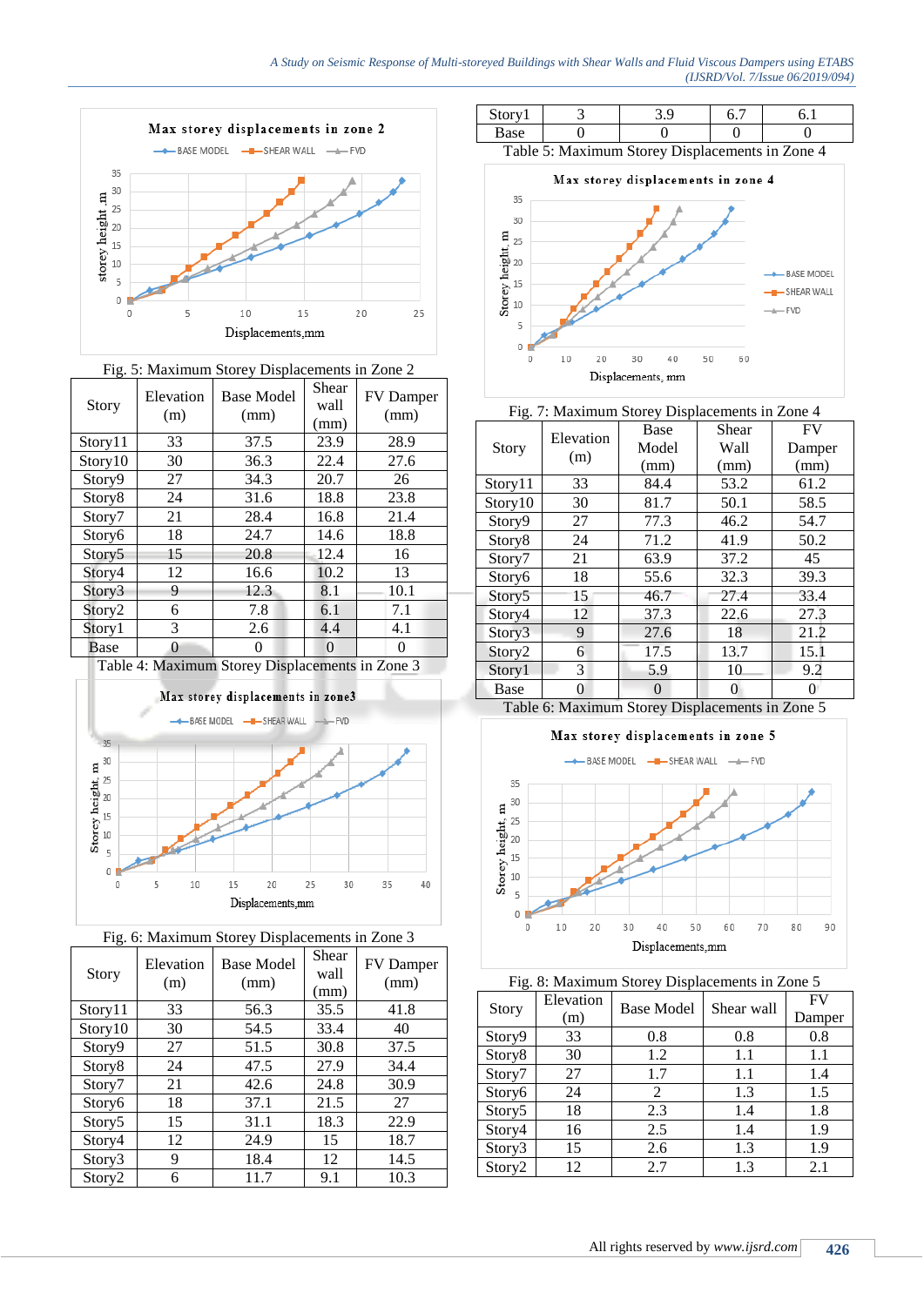Fig. 5: Maximum Storey Displacements in Zone 2

| Story | Elevation (m) | Base Model (mm) | Shear wall (mm) | FV Damper (mm) |
|---|---|---|---|---|
| Story11 | 33 | 37.5 | 23.9 | 28.9 |
| Story10 | 30 | 36.3 | 22.4 | 27.6 |
| Story9 | 27 | 34.3 | 20.7 | 26 |
| Story8 | 24 | 31.6 | 18.8 | 23.8 |
| Story7 | 21 | 28.4 | 16.8 | 21.4 |
| Story6 | 18 | 24.7 | 14.6 | 18.8 |
| Story5 | 15 | 20.8 | 12.4 | 16 |
| Story4 | 12 | 16.6 | 10.2 | 13 |
| Story3 | 9 | 12.3 | 8.1 | 10.1 |
| Story2 | 6 | 7.8 | 6.1 | 7.1 |
| Story1 | 3 | 2.6 | 4.4 | 4.1 |
| Base | 0 | 0 | 0 | 0 |

Table 4: Maximum Storey Displacements in Zone 3

Fig. 6: Maximum Storey Displacements in Zone 3

| Story | Elevation (m) | Base Model (mm) | Shear wall (mm) | FV Damper (mm) |
|---|---|---|---|---|
| Story11 | 33 | 56.3 | 35.5 | 41.8 |
| Story10 | 30 | 54.5 | 33.4 | 40 |
| Story9 | 27 | 51.5 | 30.8 | 37.5 |
| Story8 | 24 | 47.5 | 27.9 | 34.4 |
| Story7 | 21 | 42.6 | 24.8 | 30.9 |
| Story6 | 18 | 37.1 | 21.5 | 27 |
| Story5 | 15 | 31.1 | 18.3 | 22.9 |
| Story4 | 12 | 24.9 | 15 | 18.7 |
| Story3 | 9 | 18.4 | 12 | 14.5 |
| Story2 | 6 | 11.7 | 9.1 | 10.3 |
| Story1 | 3 | 3.9 | 6.7 | 6.1 |
| Base | 0 | 0 | 0 | 0 |

Table 5: Maximum Storey Displacements in Zone 4

Fig. 7: Maximum Storey Displacements in Zone 4

| Story | Elevation (m) | Base Model (mm) | Shear Wall (mm) | FV Damper (mm) |
|---|---|---|---|---|
| Story11 | 33 | 84.4 | 53.2 | 61.2 |
| Story10 | 30 | 81.7 | 50.1 | 58.5 |
| Story9 | 27 | 77.3 | 46.2 | 54.7 |
| Story8 | 24 | 71.2 | 41.9 | 50.2 |
| Story7 | 21 | 63.9 | 37.2 | 45 |
| Story6 | 18 | 55.6 | 32.3 | 39.3 |
| Story5 | 15 | 46.7 | 27.4 | 33.4 |
| Story4 | 12 | 37.3 | 22.6 | 27.3 |
| Story3 | 9 | 27.6 | 18 | 21.2 |
| Story2 | 6 | 17.5 | 13.7 | 15.1 |
| Story1 | 3 | 5.9 | 10 | 9.2 |
| Base | 0 | 0 | 0 | 0 |

Table 6: Maximum Storey Displacements in Zone 5

Fig. 8: Maximum Storey Displacements in Zone 5

| Story | Elevation (m) | Base Model | Shear wall | FV Damper |
|---|---|---|---|---|
| Story9 | 33 | 0.8 | 0.8 | 0.8 |
| Story8 | 30 | 1.2 | 1.1 | 1.1 |
| Story7 | 27 | 1.7 | 1.1 | 1.4 |
| Story6 | 24 | 2 | 1.3 | 1.5 |
| Story5 | 18 | 2.3 | 1.4 | 1.8 |
| Story4 | 16 | 2.5 | 1.4 | 1.9 |
| Story3 | 15 | 2.6 | 1.3 | 1.9 |
| Story2 | 12 | 2.7 | 1.3 | 2.1 |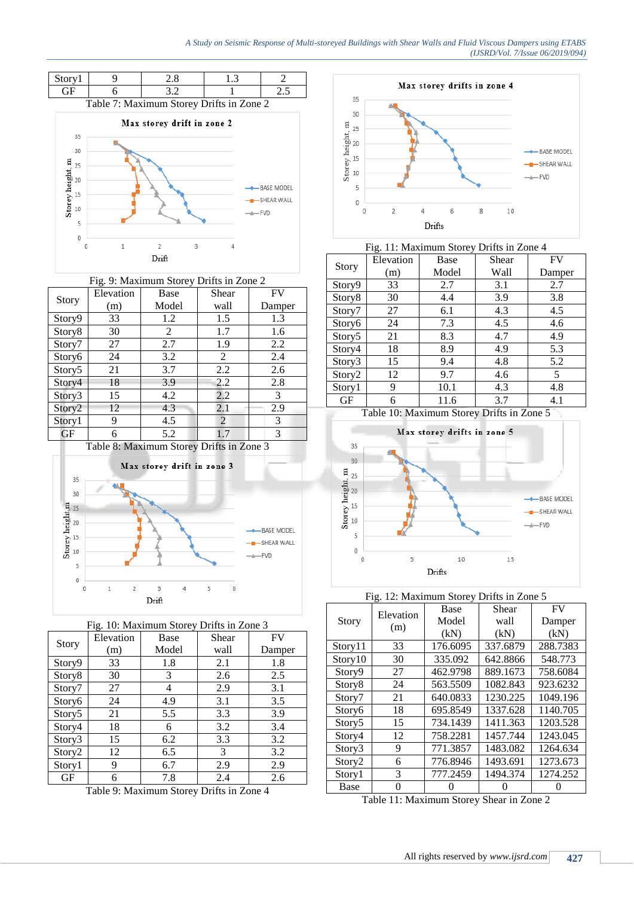| Story1 | 9 | 2.8 | 1.3 | 2 |
|---|---|---|---|---|
| GF | 6 | 3.2 | 1 | 2.5 |

Table 7: Maximum Storey Drifts in Zone 2

Fig. 9: Maximum Storey Drifts in Zone 2

| Story | Elevation (m) | Base Model | Shear wall | FV Damper |
|---|---|---|---|---|
| Story9 | 33 | 1.2 | 1.5 | 1.3 |
| Story8 | 30 | 2 | 1.7 | 1.6 |
| Story7 | 27 | 2.7 | 1.9 | 2.2 |
| Story6 | 24 | 3.2 | 2 | 2.4 |
| Story5 | 21 | 3.7 | 2.2 | 2.6 |
| Story4 | 18 | 3.9 | 2.2 | 2.8 |
| Story3 | 15 | 4.2 | 2.2 | 3 |
| Story2 | 12 | 4.3 | 2.1 | 2.9 |
| Story1 | 9 | 4.5 | 2 | 3 |
| GF | 6 | 5.2 | 1.7 | 3 |

Table 8: Maximum Storey Drifts in Zone 3

Fig. 10: Maximum Storey Drifts in Zone 3

| Story | Elevation (m) | Base Model | Shear wall | FV Damper |
|---|---|---|---|---|
| Story9 | 33 | 1.8 | 2.1 | 1.8 |
| Story8 | 30 | 3 | 2.6 | 2.5 |
| Story7 | 27 | 4 | 2.9 | 3.1 |
| Story6 | 24 | 4.9 | 3.1 | 3.5 |
| Story5 | 21 | 5.5 | 3.3 | 3.9 |
| Story4 | 18 | 6 | 3.2 | 3.4 |
| Story3 | 15 | 6.2 | 3.3 | 3.2 |
| Story2 | 12 | 6.5 | 3 | 3.2 |
| Story1 | 9 | 6.7 | 2.9 | 2.9 |
| GF | 6 | 7.8 | 2.4 | 2.6 |

Table 9: Maximum Storey Drifts in Zone 4

Fig. 11: Maximum Storey Drifts in Zone 4

| Story | Elevation (m) | Base Model | Shear Wall | FV Damper |
|---|---|---|---|---|
| Story9 | 33 | 2.7 | 3.1 | 2.7 |
| Story8 | 30 | 4.4 | 3.9 | 3.8 |
| Story7 | 27 | 6.1 | 4.3 | 4.5 |
| Story6 | 24 | 7.3 | 4.5 | 4.6 |
| Story5 | 21 | 8.3 | 4.7 | 4.9 |
| Story4 | 18 | 8.9 | 4.9 | 5.3 |
| Story3 | 15 | 9.4 | 4.8 | 5.2 |
| Story2 | 12 | 9.7 | 4.6 | 5 |
| Story1 | 9 | 10.1 | 4.3 | 4.8 |
| GF | 6 | 11.6 | 3.7 | 4.1 |

Table 10: Maximum Storey Drifts in Zone 5

Fig. 12: Maximum Storey Drifts in Zone 5

| Story | Elevation (m) | Base Model (kN) | Shear wall (kN) | FV Damper (kN) |
|---|---|---|---|---|
| Story11 | 33 | 176.6095 | 337.6879 | 288.7383 |
| Story10 | 30 | 335.092 | 642.8866 | 548.773 |
| Story9 | 27 | 462.9798 | 889.1673 | 758.6084 |
| Story8 | 24 | 563.5509 | 1082.843 | 923.6232 |
| Story7 | 21 | 640.0833 | 1230.225 | 1049.196 |
| Story6 | 18 | 695.8549 | 1337.628 | 1140.705 |
| Story5 | 15 | 734.1439 | 1411.363 | 1203.528 |
| Story4 | 12 | 758.2281 | 1457.744 | 1243.045 |
| Story3 | 9 | 771.3857 | 1483.082 | 1264.634 |
| Story2 | 6 | 776.8946 | 1493.691 | 1273.673 |
| Story1 | 3 | 777.2459 | 1494.374 | 1274.252 |
| Base | 0 | 0 | 0 | 0 |

Table 11: Maximum Storey Shear in Zone 2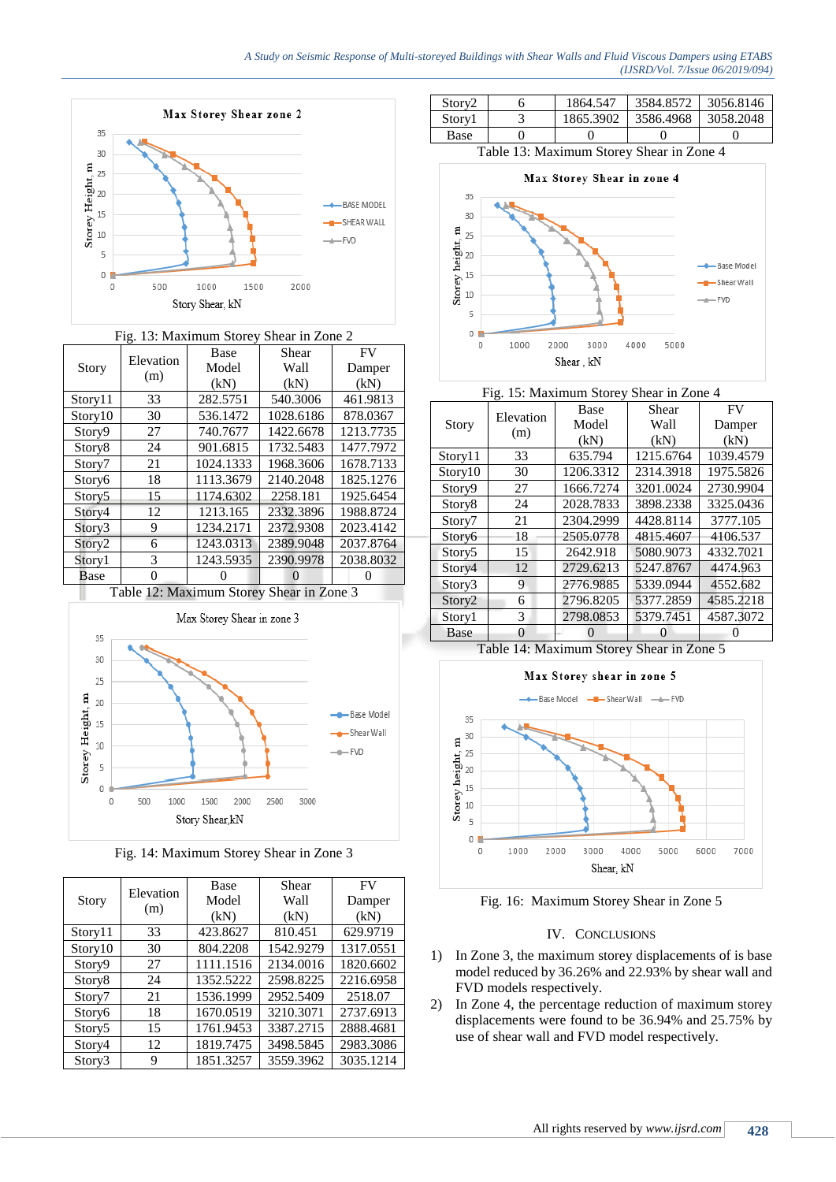Fig. 13: Maximum Storey Shear in Zone 2

| Story | Elevation (m) | Base Model (kN) | Shear Wall (kN) | FV Damper (kN) |
|---|---|---|---|---|
| Story11 | 33 | 282.5751 | 540.3006 | 461.9813 |
| Story10 | 30 | 536.1472 | 1028.6186 | 878.0367 |
| Story9 | 27 | 740.7677 | 1422.6678 | 1213.7735 |
| Story8 | 24 | 901.6815 | 1732.5483 | 1477.7972 |
| Story7 | 21 | 1024.1333 | 1968.3606 | 1678.7133 |
| Story6 | 18 | 1113.3679 | 2140.2048 | 1825.1276 |
| Story5 | 15 | 1174.6302 | 2258.181 | 1925.6454 |
| Story4 | 12 | 1213.165 | 2332.3896 | 1988.8724 |
| Story3 | 9 | 1234.2171 | 2372.9308 | 2023.4142 |
| Story2 | 6 | 1243.0313 | 2389.9048 | 2037.8764 |
| Story1 | 3 | 1243.5935 | 2390.9978 | 2038.8032 |
| Base | 0 | 0 | 0 | 0 |

Table 12: Maximum Storey Shear in Zone 3

Fig. 14: Maximum Storey Shear in Zone 3

| Story | Elevation (m) | Base Model (kN) | Shear Wall (kN) | FV Damper (kN) |
|---|---|---|---|---|
| Story11 | 33 | 423.8627 | 810.451 | 629.9719 |
| Story10 | 30 | 804.2208 | 1542.9279 | 1317.0551 |
| Story9 | 27 | 1111.1516 | 2134.0016 | 1820.6602 |
| Story8 | 24 | 1352.5222 | 2598.8225 | 2216.6958 |
| Story7 | 21 | 1536.1999 | 2952.5409 | 2518.07 |
| Story6 | 18 | 1670.0519 | 3210.3071 | 2737.6913 |
| Story5 | 15 | 1761.9453 | 3387.2715 | 2888.4681 |
| Story4 | 12 | 1819.7475 | 3498.5845 | 2983.3086 |
| Story3 | 9 | 1851.3257 | 3559.3962 | 3035.1214 |
| Story2 | 6 | 1864.547 | 3584.8572 | 3056.8146 |
| Story1 | 3 | 1865.3902 | 3586.4968 | 3058.2048 |
| Base | 0 | 0 | 0 | 0 |

Table 13: Maximum Storey Shear in Zone 4

Fig. 15: Maximum Storey Shear in Zone 4

| Story | Elevation (m) | Base Model (kN) | Shear Wall (kN) | FV Damper (kN) |
|---|---|---|---|---|
| Story11 | 33 | 635.794 | 1215.6764 | 1039.4579 |
| Story10 | 30 | 1206.3312 | 2314.3918 | 1975.5826 |
| Story9 | 27 | 1666.7274 | 3201.0024 | 2730.9904 |
| Story8 | 24 | 2028.7833 | 3898.2338 | 3325.0436 |
| Story7 | 21 | 2304.2999 | 4428.8114 | 3777.105 |
| Story6 | 18 | 2505.0778 | 4815.4607 | 4106.537 |
| Story5 | 15 | 2642.918 | 5080.9073 | 4332.7021 |
| Story4 | 12 | 2729.6213 | 5247.8767 | 4474.963 |
| Story3 | 9 | 2776.9885 | 5339.0944 | 4552.682 |
| Story2 | 6 | 2796.8205 | 5377.2859 | 4585.2218 |
| Story1 | 3 | 2798.0853 | 5379.7451 | 4587.3072 |
| Base | 0 | 0 | 0 | 0 |

Table 14: Maximum Storey Shear in Zone 5

Fig. 16: Maximum Storey Shear in Zone 5

## IV. CONCLUSIONS

1) In Zone 3, the maximum storey displacements of is base model reduced by 36.26% and 22.93% by shear wall and FVD models respectively.
2) In Zone 4, the percentage reduction of maximum storey displacements were found to be 36.94% and 25.75% by use of shear wall and FVD model respectively.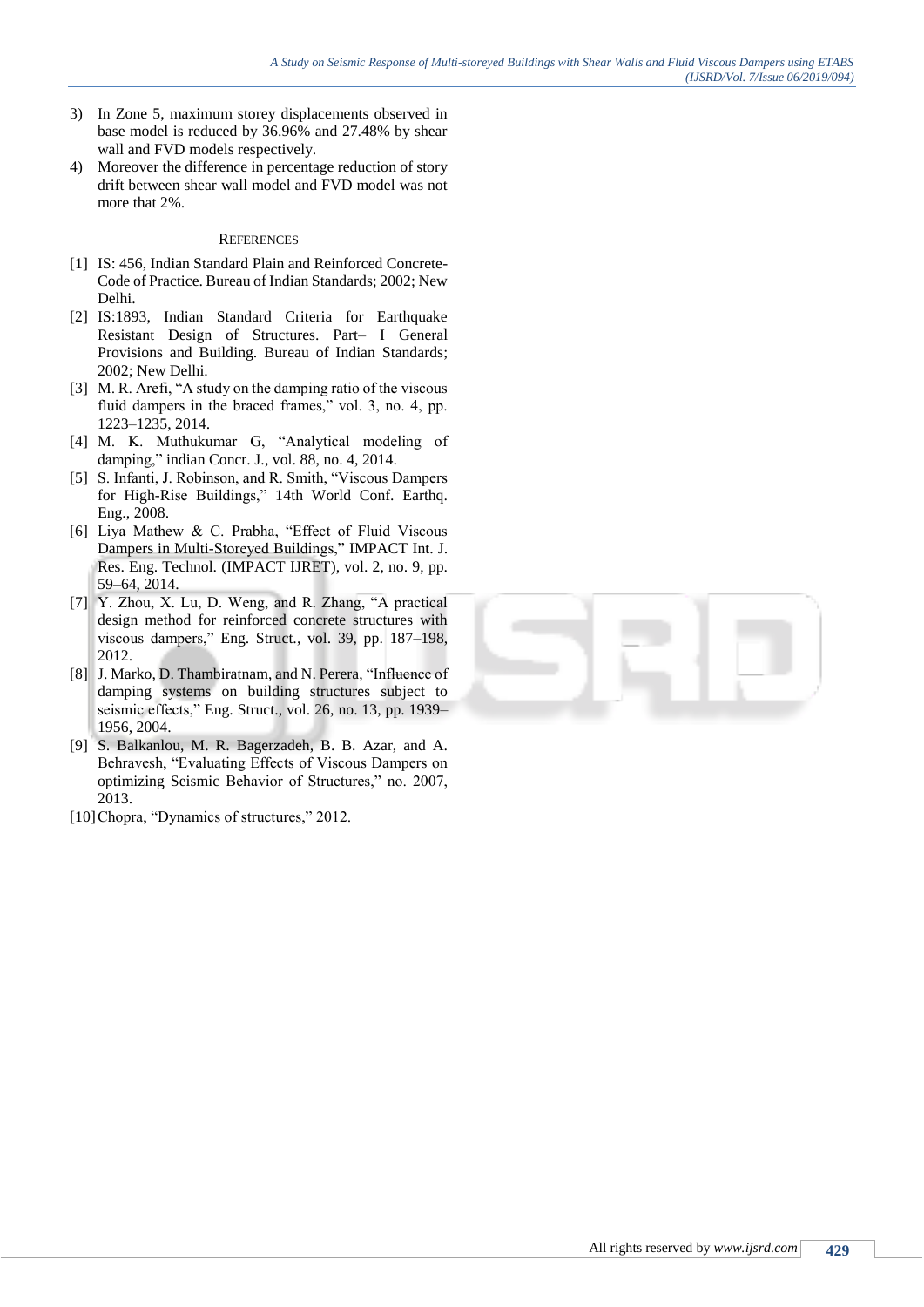3) In Zone 5, maximum storey displacements observed in base model is reduced by 36.96% and 27.48% by shear wall and FVD models respectively.
4) Moreover the difference in percentage reduction of story drift between shear wall model and FVD model was not more that 2%.

## REFERENCES

[1] IS: 456, Indian Standard Plain and Reinforced Concrete-Code of Practice. Bureau of Indian Standards; 2002; New Delhi.

[2] IS:1893, Indian Standard Criteria for Earthquake Resistant Design of Structures. Part– I General Provisions and Building. Bureau of Indian Standards; 2002; New Delhi.

[3] M. R. Arefi, "A study on the damping ratio of the viscous fluid dampers in the braced frames," vol. 3, no. 4, pp. 1223–1235, 2014.

[4] M. K. Muthukumar G, "Analytical modeling of damping," indian Concr. J., vol. 88, no. 4, 2014.

[5] S. Infanti, J. Robinson, and R. Smith, "Viscous Dampers for High-Rise Buildings," 14th World Conf. Earthq. Eng., 2008.

[6] Liya Mathew & C. Prabha, "Effect of Fluid Viscous Dampers in Multi-Storeyed Buildings," IMPACT Int. J. Res. Eng. Technol. (IMPACT IJRET), vol. 2, no. 9, pp. 59–64, 2014.

[7] Y. Zhou, X. Lu, D. Weng, and R. Zhang, "A practical design method for reinforced concrete structures with viscous dampers," Eng. Struct., vol. 39, pp. 187–198, 2012.

[8] J. Marko, D. Thambiratnam, and N. Perera, "Influence of damping systems on building structures subject to seismic effects," Eng. Struct., vol. 26, no. 13, pp. 1939–1956, 2004.

[9] S. Balkanlou, M. R. Bagerzadeh, B. B. Azar, and A. Behravesh, "Evaluating Effects of Viscous Dampers on optimizing Seismic Behavior of Structures," no. 2007, 2013.

[10] Chopra, "Dynamics of structures," 2012.